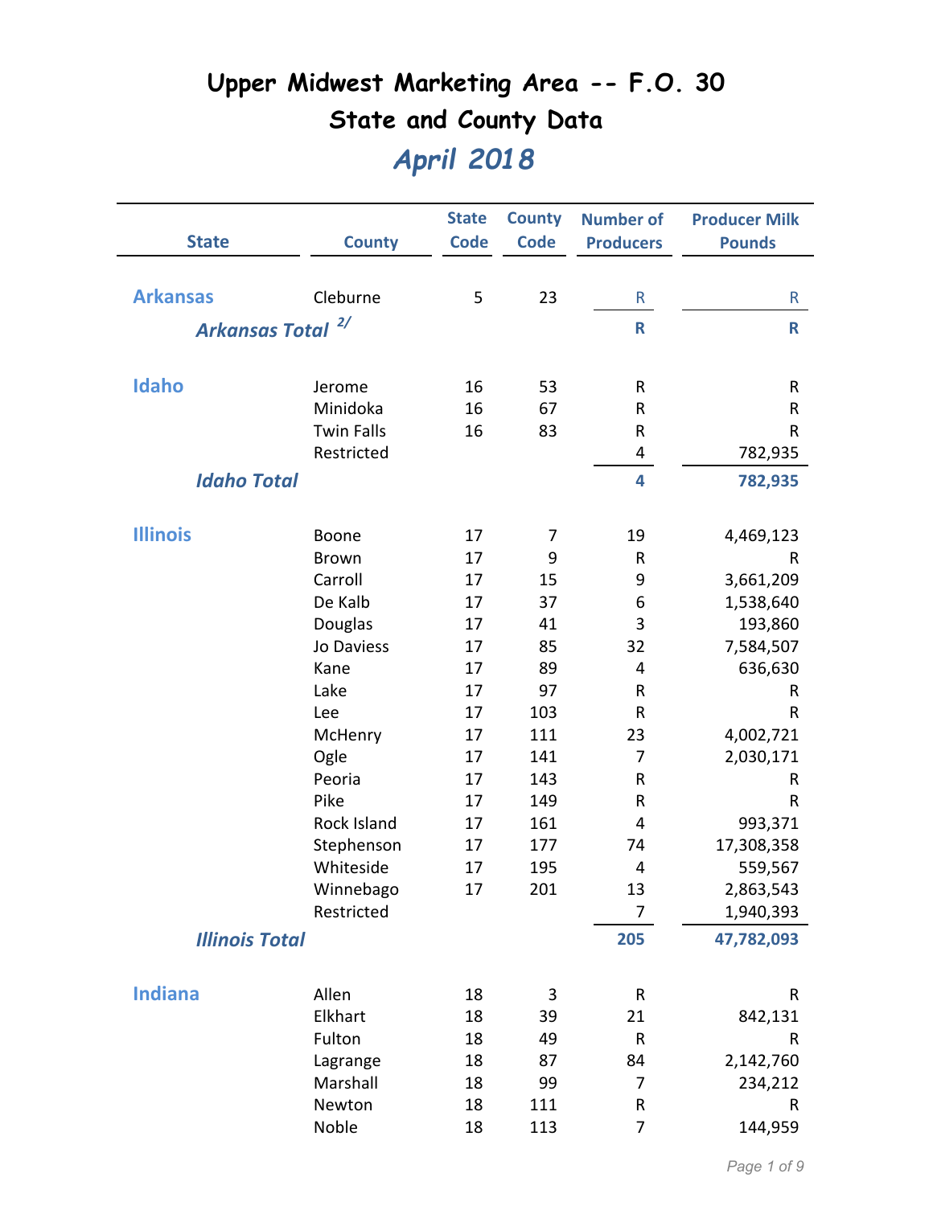# Upper Midwest Marketing Area -- F.O. 30

## State and County Data

## *April 2018*

| State | County | State Code | County Code | Number of Producers | Producer Milk Pounds |
|---|---|---|---|---|---|
| **Arkansas** | Cleburne | 5 | 23 | R | R |
| ***Arkansas Total*** 2/ | | | | **R** | **R** |
| **Idaho** | Jerome | 16 | 53 | R | R |
| | Minidoka | 16 | 67 | R | R |
| | Twin Falls | 16 | 83 | R | R |
| | Restricted | | | 4 | 782,935 |
| ***Idaho Total*** | | | | **4** | **782,935** |
| **Illinois** | Boone | 17 | 7 | 19 | 4,469,123 |
| | Brown | 17 | 9 | R | R |
| | Carroll | 17 | 15 | 9 | 3,661,209 |
| | De Kalb | 17 | 37 | 6 | 1,538,640 |
| | Douglas | 17 | 41 | 3 | 193,860 |
| | Jo Daviess | 17 | 85 | 32 | 7,584,507 |
| | Kane | 17 | 89 | 4 | 636,630 |
| | Lake | 17 | 97 | R | R |
| | Lee | 17 | 103 | R | R |
| | McHenry | 17 | 111 | 23 | 4,002,721 |
| | Ogle | 17 | 141 | 7 | 2,030,171 |
| | Peoria | 17 | 143 | R | R |
| | Pike | 17 | 149 | R | R |
| | Rock Island | 17 | 161 | 4 | 993,371 |
| | Stephenson | 17 | 177 | 74 | 17,308,358 |
| | Whiteside | 17 | 195 | 4 | 559,567 |
| | Winnebago | 17 | 201 | 13 | 2,863,543 |
| | Restricted | | | 7 | 1,940,393 |
| ***Illinois Total*** | | | | **205** | **47,782,093** |
| **Indiana** | Allen | 18 | 3 | R | R |
| | Elkhart | 18 | 39 | 21 | 842,131 |
| | Fulton | 18 | 49 | R | R |
| | Lagrange | 18 | 87 | 84 | 2,142,760 |
| | Marshall | 18 | 99 | 7 | 234,212 |
| | Newton | 18 | 111 | R | R |
| | Noble | 18 | 113 | 7 | 144,959 |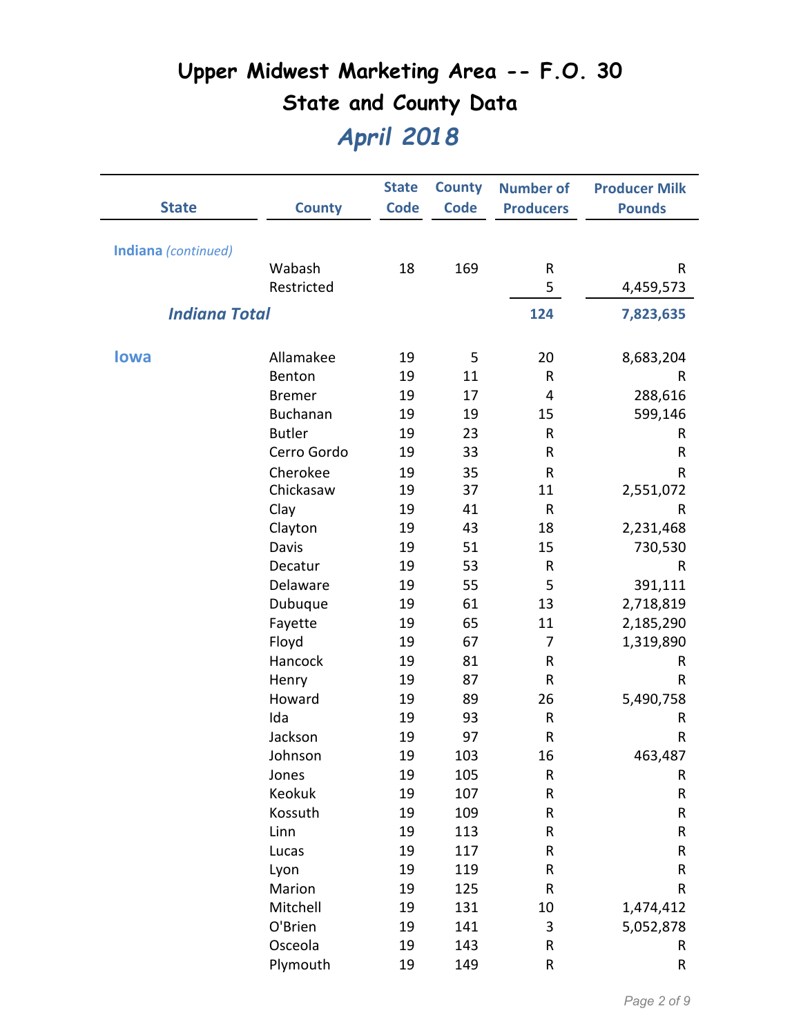# Upper Midwest Marketing Area -- F.O. 30

## State and County Data

## *April 2018*

| State | County | State Code | County Code | Number of Producers | Producer Milk Pounds |
|---|---|---|---|---|---|
| **Indiana** *(continued)* | | | | | |
| | Wabash | 18 | 169 | R | R |
| | Restricted | | | 5 | 4,459,573 |
| ***Indiana Total*** | | | | **124** | **7,823,635** |
| **Iowa** | Allamakee | 19 | 5 | 20 | 8,683,204 |
| | Benton | 19 | 11 | R | R |
| | Bremer | 19 | 17 | 4 | 288,616 |
| | Buchanan | 19 | 19 | 15 | 599,146 |
| | Butler | 19 | 23 | R | R |
| | Cerro Gordo | 19 | 33 | R | R |
| | Cherokee | 19 | 35 | R | R |
| | Chickasaw | 19 | 37 | 11 | 2,551,072 |
| | Clay | 19 | 41 | R | R |
| | Clayton | 19 | 43 | 18 | 2,231,468 |
| | Davis | 19 | 51 | 15 | 730,530 |
| | Decatur | 19 | 53 | R | R |
| | Delaware | 19 | 55 | 5 | 391,111 |
| | Dubuque | 19 | 61 | 13 | 2,718,819 |
| | Fayette | 19 | 65 | 11 | 2,185,290 |
| | Floyd | 19 | 67 | 7 | 1,319,890 |
| | Hancock | 19 | 81 | R | R |
| | Henry | 19 | 87 | R | R |
| | Howard | 19 | 89 | 26 | 5,490,758 |
| | Ida | 19 | 93 | R | R |
| | Jackson | 19 | 97 | R | R |
| | Johnson | 19 | 103 | 16 | 463,487 |
| | Jones | 19 | 105 | R | R |
| | Keokuk | 19 | 107 | R | R |
| | Kossuth | 19 | 109 | R | R |
| | Linn | 19 | 113 | R | R |
| | Lucas | 19 | 117 | R | R |
| | Lyon | 19 | 119 | R | R |
| | Marion | 19 | 125 | R | R |
| | Mitchell | 19 | 131 | 10 | 1,474,412 |
| | O'Brien | 19 | 141 | 3 | 5,052,878 |
| | Osceola | 19 | 143 | R | R |
| | Plymouth | 19 | 149 | R | R |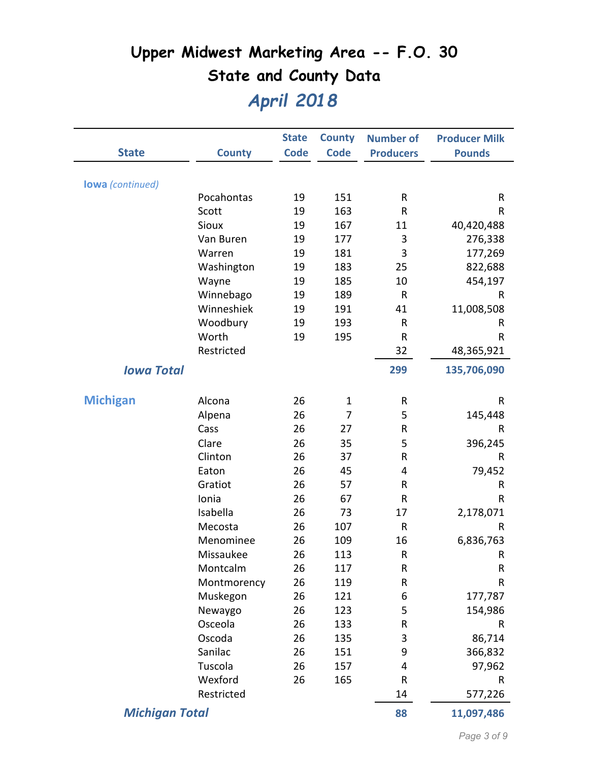# Upper Midwest Marketing Area -- F.O. 30

## State and County Data

## *April 2018*

| State | County | State Code | County Code | Number of Producers | Producer Milk Pounds |
|---|---|---|---|---|---|
| **Iowa** *(continued)* | | | | | |
| | Pocahontas | 19 | 151 | R | R |
| | Scott | 19 | 163 | R | R |
| | Sioux | 19 | 167 | 11 | 40,420,488 |
| | Van Buren | 19 | 177 | 3 | 276,338 |
| | Warren | 19 | 181 | 3 | 177,269 |
| | Washington | 19 | 183 | 25 | 822,688 |
| | Wayne | 19 | 185 | 10 | 454,197 |
| | Winnebago | 19 | 189 | R | R |
| | Winneshiek | 19 | 191 | 41 | 11,008,508 |
| | Woodbury | 19 | 193 | R | R |
| | Worth | 19 | 195 | R | R |
| | Restricted | | | 32 | 48,365,921 |
| ***Iowa Total*** | | | | **299** | **135,706,090** |
| **Michigan** | Alcona | 26 | 1 | R | R |
| | Alpena | 26 | 7 | 5 | 145,448 |
| | Cass | 26 | 27 | R | R |
| | Clare | 26 | 35 | 5 | 396,245 |
| | Clinton | 26 | 37 | R | R |
| | Eaton | 26 | 45 | 4 | 79,452 |
| | Gratiot | 26 | 57 | R | R |
| | Ionia | 26 | 67 | R | R |
| | Isabella | 26 | 73 | 17 | 2,178,071 |
| | Mecosta | 26 | 107 | R | R |
| | Menominee | 26 | 109 | 16 | 6,836,763 |
| | Missaukee | 26 | 113 | R | R |
| | Montcalm | 26 | 117 | R | R |
| | Montmorency | 26 | 119 | R | R |
| | Muskegon | 26 | 121 | 6 | 177,787 |
| | Newaygo | 26 | 123 | 5 | 154,986 |
| | Osceola | 26 | 133 | R | R |
| | Oscoda | 26 | 135 | 3 | 86,714 |
| | Sanilac | 26 | 151 | 9 | 366,832 |
| | Tuscola | 26 | 157 | 4 | 97,962 |
| | Wexford | 26 | 165 | R | R |
| | Restricted | | | 14 | 577,226 |
| ***Michigan Total*** | | | | **88** | **11,097,486** |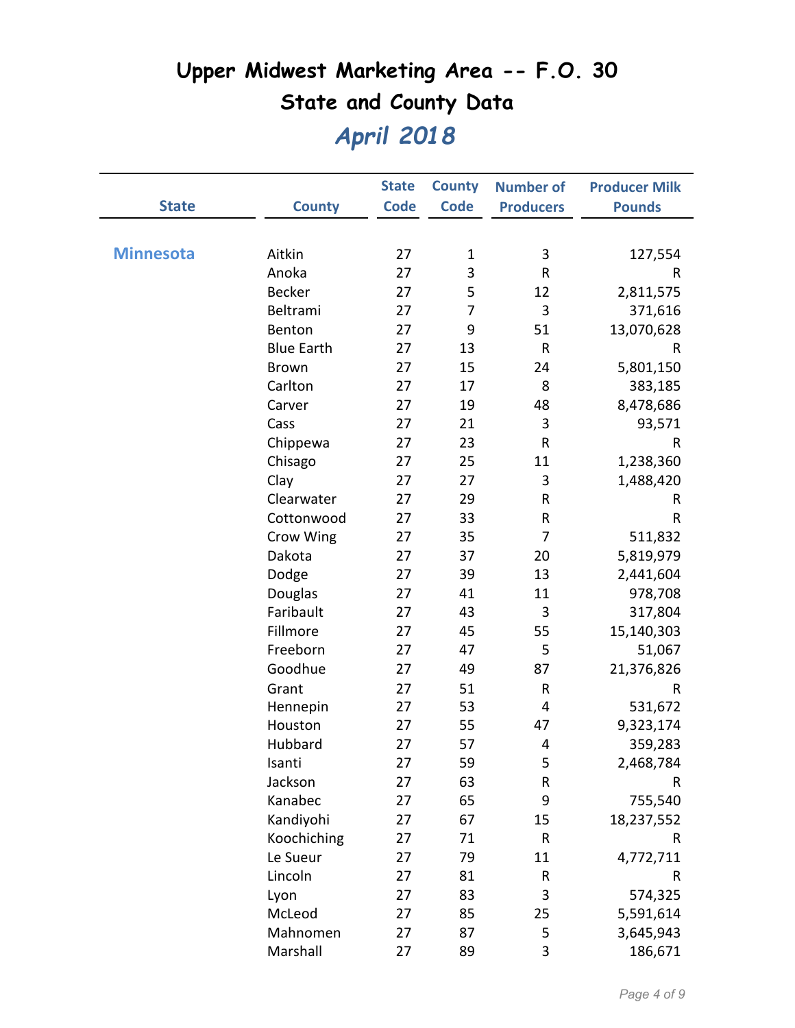# Upper Midwest Marketing Area -- F.O. 30

## State and County Data

## *April 2018*

| State | County | State Code | County Code | Number of Producers | Producer Milk Pounds |
|---|---|---|---|---|---|
| Minnesota | Aitkin | 27 | 1 | 3 | 127,554 |
| | Anoka | 27 | 3 | R | R |
| | Becker | 27 | 5 | 12 | 2,811,575 |
| | Beltrami | 27 | 7 | 3 | 371,616 |
| | Benton | 27 | 9 | 51 | 13,070,628 |
| | Blue Earth | 27 | 13 | R | R |
| | Brown | 27 | 15 | 24 | 5,801,150 |
| | Carlton | 27 | 17 | 8 | 383,185 |
| | Carver | 27 | 19 | 48 | 8,478,686 |
| | Cass | 27 | 21 | 3 | 93,571 |
| | Chippewa | 27 | 23 | R | R |
| | Chisago | 27 | 25 | 11 | 1,238,360 |
| | Clay | 27 | 27 | 3 | 1,488,420 |
| | Clearwater | 27 | 29 | R | R |
| | Cottonwood | 27 | 33 | R | R |
| | Crow Wing | 27 | 35 | 7 | 511,832 |
| | Dakota | 27 | 37 | 20 | 5,819,979 |
| | Dodge | 27 | 39 | 13 | 2,441,604 |
| | Douglas | 27 | 41 | 11 | 978,708 |
| | Faribault | 27 | 43 | 3 | 317,804 |
| | Fillmore | 27 | 45 | 55 | 15,140,303 |
| | Freeborn | 27 | 47 | 5 | 51,067 |
| | Goodhue | 27 | 49 | 87 | 21,376,826 |
| | Grant | 27 | 51 | R | R |
| | Hennepin | 27 | 53 | 4 | 531,672 |
| | Houston | 27 | 55 | 47 | 9,323,174 |
| | Hubbard | 27 | 57 | 4 | 359,283 |
| | Isanti | 27 | 59 | 5 | 2,468,784 |
| | Jackson | 27 | 63 | R | R |
| | Kanabec | 27 | 65 | 9 | 755,540 |
| | Kandiyohi | 27 | 67 | 15 | 18,237,552 |
| | Koochiching | 27 | 71 | R | R |
| | Le Sueur | 27 | 79 | 11 | 4,772,711 |
| | Lincoln | 27 | 81 | R | R |
| | Lyon | 27 | 83 | 3 | 574,325 |
| | McLeod | 27 | 85 | 25 | 5,591,614 |
| | Mahnomen | 27 | 87 | 5 | 3,645,943 |
| | Marshall | 27 | 89 | 3 | 186,671 |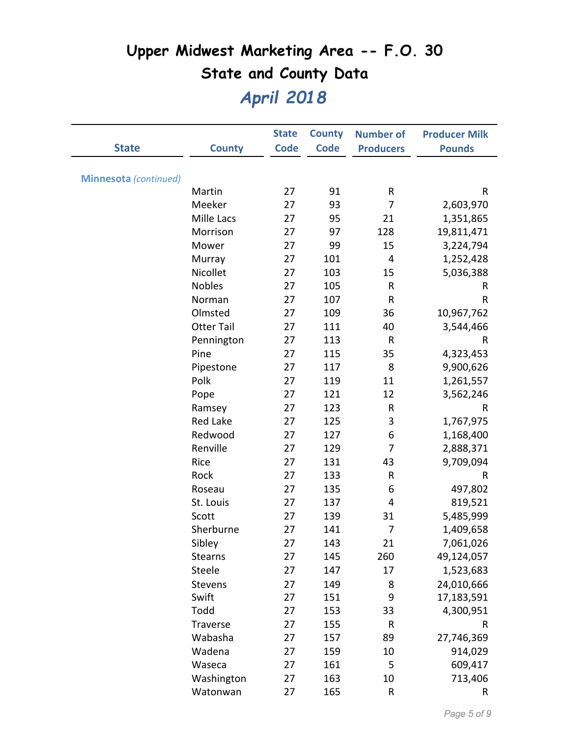# Upper Midwest Marketing Area -- F.O. 30
## State and County Data
## *April 2018*

| State | County | State Code | County Code | Number of Producers | Producer Milk Pounds |
|---|---|---|---|---|---|
| **Minnesota** *(continued)* | | | | | |
| | Martin | 27 | 91 | R | R |
| | Meeker | 27 | 93 | 7 | 2,603,970 |
| | Mille Lacs | 27 | 95 | 21 | 1,351,865 |
| | Morrison | 27 | 97 | 128 | 19,811,471 |
| | Mower | 27 | 99 | 15 | 3,224,794 |
| | Murray | 27 | 101 | 4 | 1,252,428 |
| | Nicollet | 27 | 103 | 15 | 5,036,388 |
| | Nobles | 27 | 105 | R | R |
| | Norman | 27 | 107 | R | R |
| | Olmsted | 27 | 109 | 36 | 10,967,762 |
| | Otter Tail | 27 | 111 | 40 | 3,544,466 |
| | Pennington | 27 | 113 | R | R |
| | Pine | 27 | 115 | 35 | 4,323,453 |
| | Pipestone | 27 | 117 | 8 | 9,900,626 |
| | Polk | 27 | 119 | 11 | 1,261,557 |
| | Pope | 27 | 121 | 12 | 3,562,246 |
| | Ramsey | 27 | 123 | R | R |
| | Red Lake | 27 | 125 | 3 | 1,767,975 |
| | Redwood | 27 | 127 | 6 | 1,168,400 |
| | Renville | 27 | 129 | 7 | 2,888,371 |
| | Rice | 27 | 131 | 43 | 9,709,094 |
| | Rock | 27 | 133 | R | R |
| | Roseau | 27 | 135 | 6 | 497,802 |
| | St. Louis | 27 | 137 | 4 | 819,521 |
| | Scott | 27 | 139 | 31 | 5,485,999 |
| | Sherburne | 27 | 141 | 7 | 1,409,658 |
| | Sibley | 27 | 143 | 21 | 7,061,026 |
| | Stearns | 27 | 145 | 260 | 49,124,057 |
| | Steele | 27 | 147 | 17 | 1,523,683 |
| | Stevens | 27 | 149 | 8 | 24,010,666 |
| | Swift | 27 | 151 | 9 | 17,183,591 |
| | Todd | 27 | 153 | 33 | 4,300,951 |
| | Traverse | 27 | 155 | R | R |
| | Wabasha | 27 | 157 | 89 | 27,746,369 |
| | Wadena | 27 | 159 | 10 | 914,029 |
| | Waseca | 27 | 161 | 5 | 609,417 |
| | Washington | 27 | 163 | 10 | 713,406 |
| | Watonwan | 27 | 165 | R | R |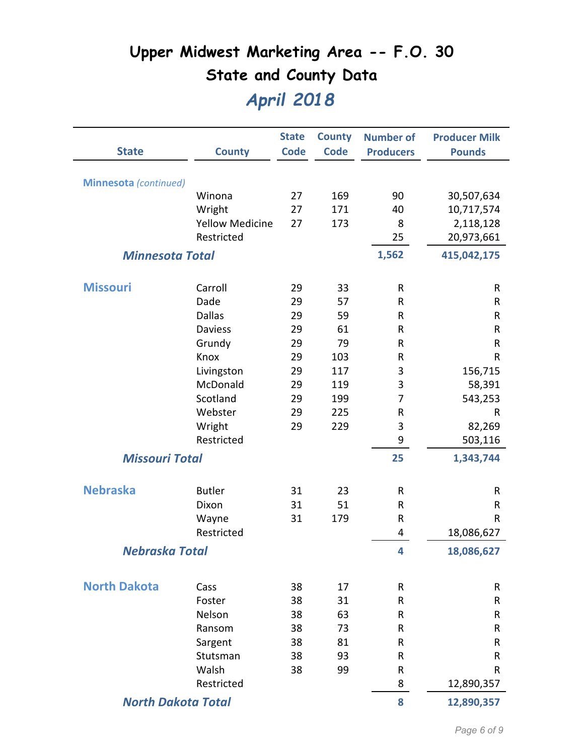# Upper Midwest Marketing Area -- F.O. 30

## State and County Data

## *April 2018*

| State | County | State Code | County Code | Number of Producers | Producer Milk Pounds |
|---|---|---|---|---|---|
| **Minnesota** *(continued)* | | | | | |
| | Winona | 27 | 169 | 90 | 30,507,634 |
| | Wright | 27 | 171 | 40 | 10,717,574 |
| | Yellow Medicine | 27 | 173 | 8 | 2,118,128 |
| | Restricted | | | 25 | 20,973,661 |
| ***Minnesota Total*** | | | | **1,562** | **415,042,175** |
| **Missouri** | Carroll | 29 | 33 | R | R |
| | Dade | 29 | 57 | R | R |
| | Dallas | 29 | 59 | R | R |
| | Daviess | 29 | 61 | R | R |
| | Grundy | 29 | 79 | R | R |
| | Knox | 29 | 103 | R | R |
| | Livingston | 29 | 117 | 3 | 156,715 |
| | McDonald | 29 | 119 | 3 | 58,391 |
| | Scotland | 29 | 199 | 7 | 543,253 |
| | Webster | 29 | 225 | R | R |
| | Wright | 29 | 229 | 3 | 82,269 |
| | Restricted | | | 9 | 503,116 |
| ***Missouri Total*** | | | | **25** | **1,343,744** |
| **Nebraska** | Butler | 31 | 23 | R | R |
| | Dixon | 31 | 51 | R | R |
| | Wayne | 31 | 179 | R | R |
| | Restricted | | | 4 | 18,086,627 |
| ***Nebraska Total*** | | | | **4** | **18,086,627** |
| **North Dakota** | Cass | 38 | 17 | R | R |
| | Foster | 38 | 31 | R | R |
| | Nelson | 38 | 63 | R | R |
| | Ransom | 38 | 73 | R | R |
| | Sargent | 38 | 81 | R | R |
| | Stutsman | 38 | 93 | R | R |
| | Walsh | 38 | 99 | R | R |
| | Restricted | | | 8 | 12,890,357 |
| ***North Dakota Total*** | | | | **8** | **12,890,357** |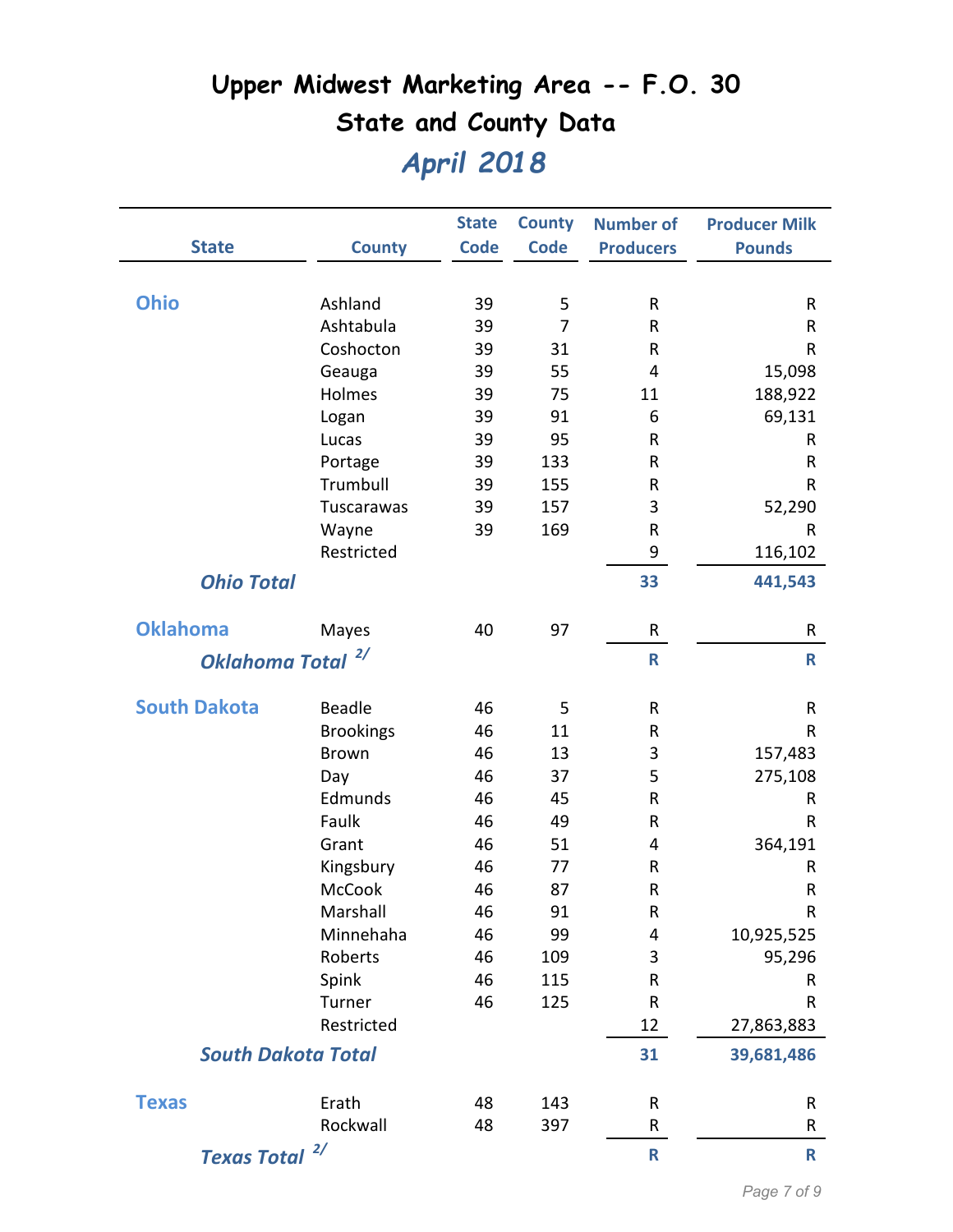# Upper Midwest Marketing Area -- F.O. 30

## State and County Data

### *April 2018*

| State | County | State Code | County Code | Number of Producers | Producer Milk Pounds |
|---|---|---|---|---|---|
| **Ohio** | Ashland | 39 | 5 | R | R |
| | Ashtabula | 39 | 7 | R | R |
| | Coshocton | 39 | 31 | R | R |
| | Geauga | 39 | 55 | 4 | 15,098 |
| | Holmes | 39 | 75 | 11 | 188,922 |
| | Logan | 39 | 91 | 6 | 69,131 |
| | Lucas | 39 | 95 | R | R |
| | Portage | 39 | 133 | R | R |
| | Trumbull | 39 | 155 | R | R |
| | Tuscarawas | 39 | 157 | 3 | 52,290 |
| | Wayne | 39 | 169 | R | R |
| | Restricted | | | 9 | 116,102 |
| ***Ohio Total*** | | | | **33** | **441,543** |
| **Oklahoma** | Mayes | 40 | 97 | R | R |
| ***Oklahoma Total*** [2/] | | | | **R** | **R** |
| **South Dakota** | Beadle | 46 | 5 | R | R |
| | Brookings | 46 | 11 | R | R |
| | Brown | 46 | 13 | 3 | 157,483 |
| | Day | 46 | 37 | 5 | 275,108 |
| | Edmunds | 46 | 45 | R | R |
| | Faulk | 46 | 49 | R | R |
| | Grant | 46 | 51 | 4 | 364,191 |
| | Kingsbury | 46 | 77 | R | R |
| | McCook | 46 | 87 | R | R |
| | Marshall | 46 | 91 | R | R |
| | Minnehaha | 46 | 99 | 4 | 10,925,525 |
| | Roberts | 46 | 109 | 3 | 95,296 |
| | Spink | 46 | 115 | R | R |
| | Turner | 46 | 125 | R | R |
| | Restricted | | | 12 | 27,863,883 |
| ***South Dakota Total*** | | | | **31** | **39,681,486** |
| **Texas** | Erath | 48 | 143 | R | R |
| | Rockwall | 48 | 397 | R | R |
| ***Texas Total*** [2/] | | | | **R** | **R** |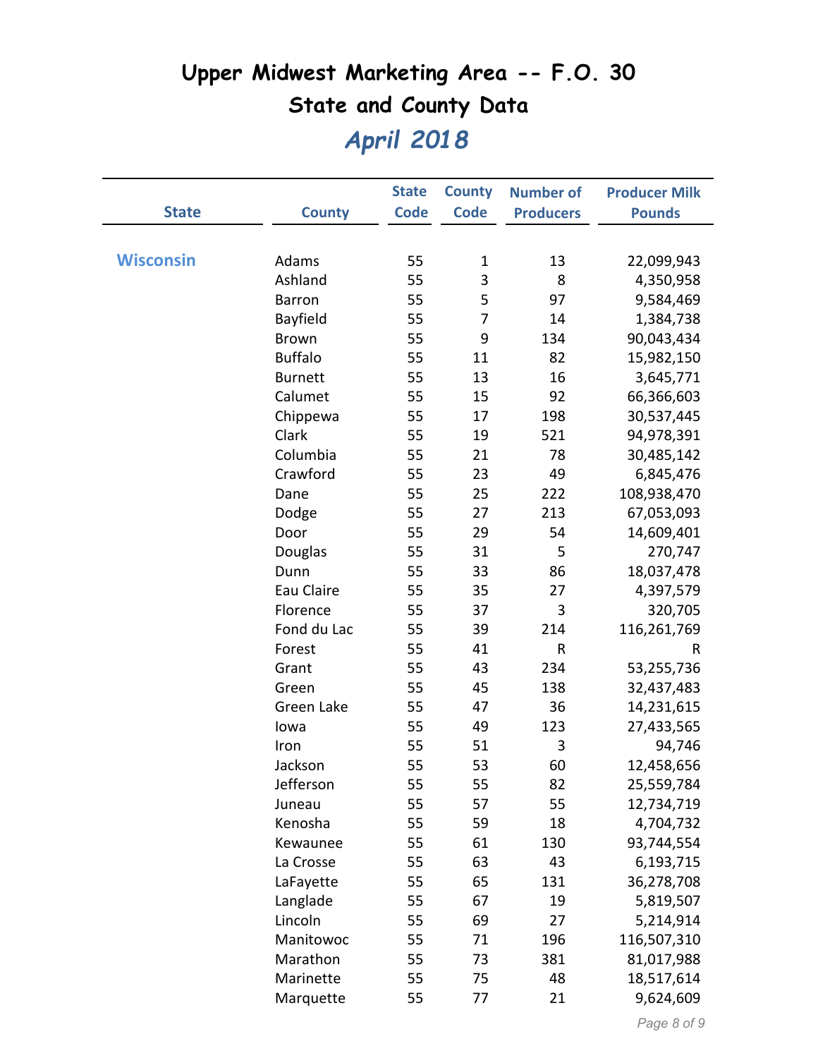# Upper Midwest Marketing Area -- F.O. 30

## State and County Data

## *April 2018*

| State | County | State Code | County Code | Number of Producers | Producer Milk Pounds |
|---|---|---|---|---|---|
| Wisconsin | Adams | 55 | 1 | 13 | 22,099,943 |
| | Ashland | 55 | 3 | 8 | 4,350,958 |
| | Barron | 55 | 5 | 97 | 9,584,469 |
| | Bayfield | 55 | 7 | 14 | 1,384,738 |
| | Brown | 55 | 9 | 134 | 90,043,434 |
| | Buffalo | 55 | 11 | 82 | 15,982,150 |
| | Burnett | 55 | 13 | 16 | 3,645,771 |
| | Calumet | 55 | 15 | 92 | 66,366,603 |
| | Chippewa | 55 | 17 | 198 | 30,537,445 |
| | Clark | 55 | 19 | 521 | 94,978,391 |
| | Columbia | 55 | 21 | 78 | 30,485,142 |
| | Crawford | 55 | 23 | 49 | 6,845,476 |
| | Dane | 55 | 25 | 222 | 108,938,470 |
| | Dodge | 55 | 27 | 213 | 67,053,093 |
| | Door | 55 | 29 | 54 | 14,609,401 |
| | Douglas | 55 | 31 | 5 | 270,747 |
| | Dunn | 55 | 33 | 86 | 18,037,478 |
| | Eau Claire | 55 | 35 | 27 | 4,397,579 |
| | Florence | 55 | 37 | 3 | 320,705 |
| | Fond du Lac | 55 | 39 | 214 | 116,261,769 |
| | Forest | 55 | 41 | R | R |
| | Grant | 55 | 43 | 234 | 53,255,736 |
| | Green | 55 | 45 | 138 | 32,437,483 |
| | Green Lake | 55 | 47 | 36 | 14,231,615 |
| | Iowa | 55 | 49 | 123 | 27,433,565 |
| | Iron | 55 | 51 | 3 | 94,746 |
| | Jackson | 55 | 53 | 60 | 12,458,656 |
| | Jefferson | 55 | 55 | 82 | 25,559,784 |
| | Juneau | 55 | 57 | 55 | 12,734,719 |
| | Kenosha | 55 | 59 | 18 | 4,704,732 |
| | Kewaunee | 55 | 61 | 130 | 93,744,554 |
| | La Crosse | 55 | 63 | 43 | 6,193,715 |
| | LaFayette | 55 | 65 | 131 | 36,278,708 |
| | Langlade | 55 | 67 | 19 | 5,819,507 |
| | Lincoln | 55 | 69 | 27 | 5,214,914 |
| | Manitowoc | 55 | 71 | 196 | 116,507,310 |
| | Marathon | 55 | 73 | 381 | 81,017,988 |
| | Marinette | 55 | 75 | 48 | 18,517,614 |
| | Marquette | 55 | 77 | 21 | 9,624,609 |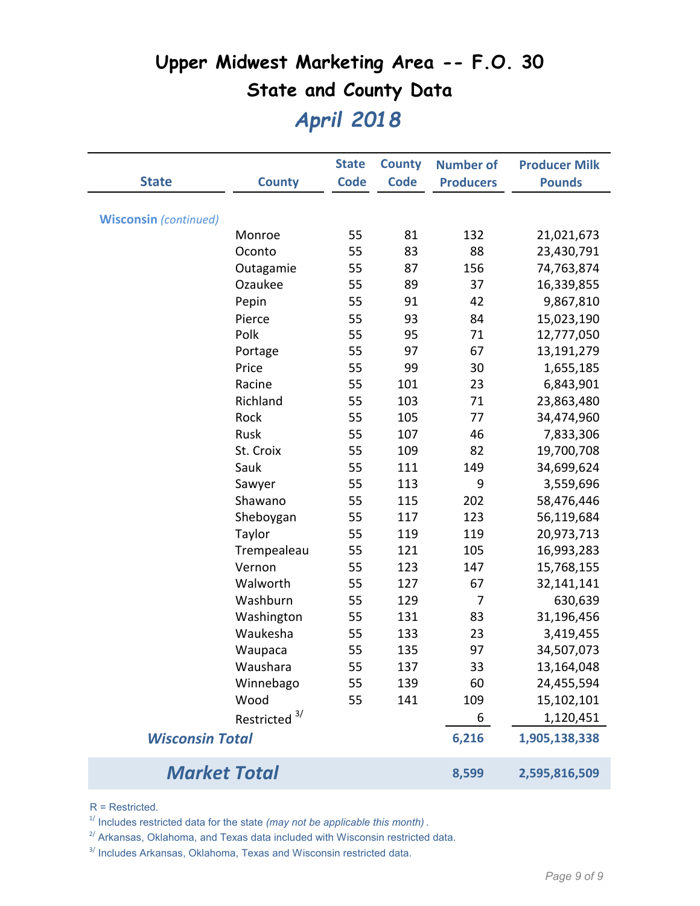# Upper Midwest Marketing Area -- F.O. 30

## State and County Data

## *April 2018*

| State | County | State Code | County Code | Number of Producers | Producer Milk Pounds |
|---|---|---|---|---|---|
| **Wisconsin** *(continued)* | | | | | |
| | Monroe | 55 | 81 | 132 | 21,021,673 |
| | Oconto | 55 | 83 | 88 | 23,430,791 |
| | Outagamie | 55 | 87 | 156 | 74,763,874 |
| | Ozaukee | 55 | 89 | 37 | 16,339,855 |
| | Pepin | 55 | 91 | 42 | 9,867,810 |
| | Pierce | 55 | 93 | 84 | 15,023,190 |
| | Polk | 55 | 95 | 71 | 12,777,050 |
| | Portage | 55 | 97 | 67 | 13,191,279 |
| | Price | 55 | 99 | 30 | 1,655,185 |
| | Racine | 55 | 101 | 23 | 6,843,901 |
| | Richland | 55 | 103 | 71 | 23,863,480 |
| | Rock | 55 | 105 | 77 | 34,474,960 |
| | Rusk | 55 | 107 | 46 | 7,833,306 |
| | St. Croix | 55 | 109 | 82 | 19,700,708 |
| | Sauk | 55 | 111 | 149 | 34,699,624 |
| | Sawyer | 55 | 113 | 9 | 3,559,696 |
| | Shawano | 55 | 115 | 202 | 58,476,446 |
| | Sheboygan | 55 | 117 | 123 | 56,119,684 |
| | Taylor | 55 | 119 | 119 | 20,973,713 |
| | Trempealeau | 55 | 121 | 105 | 16,993,283 |
| | Vernon | 55 | 123 | 147 | 15,768,155 |
| | Walworth | 55 | 127 | 67 | 32,141,141 |
| | Washburn | 55 | 129 | 7 | 630,639 |
| | Washington | 55 | 131 | 83 | 31,196,456 |
| | Waukesha | 55 | 133 | 23 | 3,419,455 |
| | Waupaca | 55 | 135 | 97 | 34,507,073 |
| | Waushara | 55 | 137 | 33 | 13,164,048 |
| | Winnebago | 55 | 139 | 60 | 24,455,594 |
| | Wood | 55 | 141 | 109 | 15,102,101 |
| | Restricted 3/ | | | 6 | 1,120,451 |
| ***Wisconsin Total*** | | | | **6,216** | **1,905,138,338** |
| ***Market Total*** | | | | **8,599** | **2,595,816,509** |

R = Restricted.

1/ Includes restricted data for the state *(may not be applicable this month)*.

2/ Arkansas, Oklahoma, and Texas data included with Wisconsin restricted data.

3/ Includes Arkansas, Oklahoma, Texas and Wisconsin restricted data.